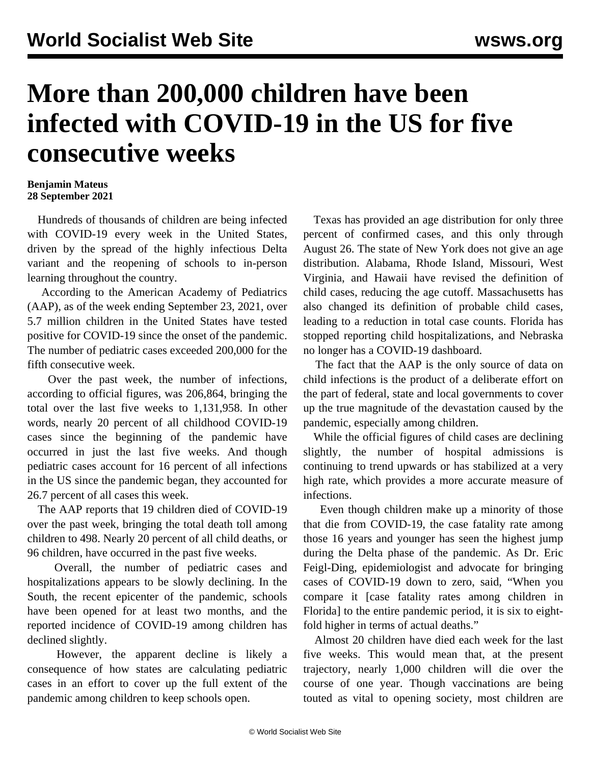# More than 200,000 children have been infected with COVID-19 in the US for five consecutive weeks

**Benjamin Mateus**
**28 September 2021**

Hundreds of thousands of children are being infected with COVID-19 every week in the United States, driven by the spread of the highly infectious Delta variant and the reopening of schools to in-person learning throughout the country.

According to the American Academy of Pediatrics (AAP), as of the week ending September 23, 2021, over 5.7 million children in the United States have tested positive for COVID-19 since the onset of the pandemic. The number of pediatric cases exceeded 200,000 for the fifth consecutive week.

Over the past week, the number of infections, according to official figures, was 206,864, bringing the total over the last five weeks to 1,131,958. In other words, nearly 20 percent of all childhood COVID-19 cases since the beginning of the pandemic have occurred in just the last five weeks. And though pediatric cases account for 16 percent of all infections in the US since the pandemic began, they accounted for 26.7 percent of all cases this week.

The AAP reports that 19 children died of COVID-19 over the past week, bringing the total death toll among children to 498. Nearly 20 percent of all child deaths, or 96 children, have occurred in the past five weeks.

Overall, the number of pediatric cases and hospitalizations appears to be slowly declining. In the South, the recent epicenter of the pandemic, schools have been opened for at least two months, and the reported incidence of COVID-19 among children has declined slightly.

However, the apparent decline is likely a consequence of how states are calculating pediatric cases in an effort to cover up the full extent of the pandemic among children to keep schools open.

Texas has provided an age distribution for only three percent of confirmed cases, and this only through August 26. The state of New York does not give an age distribution. Alabama, Rhode Island, Missouri, West Virginia, and Hawaii have revised the definition of child cases, reducing the age cutoff. Massachusetts has also changed its definition of probable child cases, leading to a reduction in total case counts. Florida has stopped reporting child hospitalizations, and Nebraska no longer has a COVID-19 dashboard.

The fact that the AAP is the only source of data on child infections is the product of a deliberate effort on the part of federal, state and local governments to cover up the true magnitude of the devastation caused by the pandemic, especially among children.

While the official figures of child cases are declining slightly, the number of hospital admissions is continuing to trend upwards or has stabilized at a very high rate, which provides a more accurate measure of infections.

Even though children make up a minority of those that die from COVID-19, the case fatality rate among those 16 years and younger has seen the highest jump during the Delta phase of the pandemic. As Dr. Eric Feigl-Ding, epidemiologist and advocate for bringing cases of COVID-19 down to zero, said, “When you compare it [case fatality rates among children in Florida] to the entire pandemic period, it is six to eight-fold higher in terms of actual deaths.”

Almost 20 children have died each week for the last five weeks. This would mean that, at the present trajectory, nearly 1,000 children will die over the course of one year. Though vaccinations are being touted as vital to opening society, most children are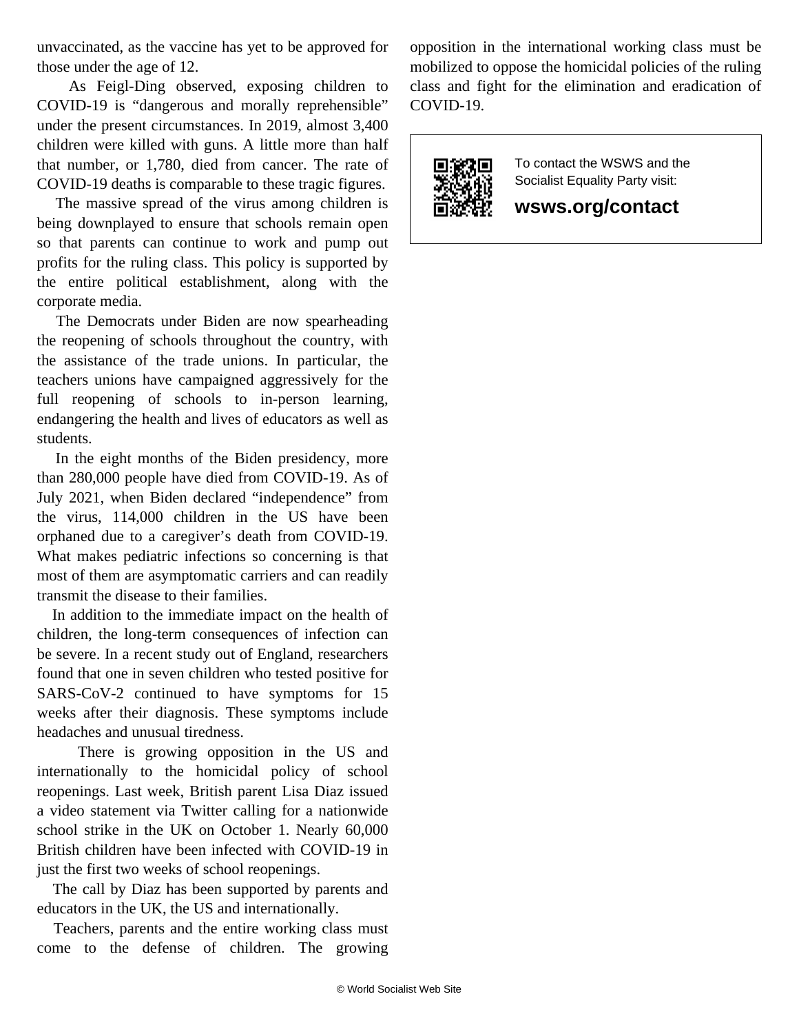unvaccinated, as the vaccine has yet to be approved for those under the age of 12.

As Feigl-Ding observed, exposing children to COVID-19 is "dangerous and morally reprehensible" under the present circumstances. In 2019, almost 3,400 children were killed with guns. A little more than half that number, or 1,780, died from cancer. The rate of COVID-19 deaths is comparable to these tragic figures.

The massive spread of the virus among children is being downplayed to ensure that schools remain open so that parents can continue to work and pump out profits for the ruling class. This policy is supported by the entire political establishment, along with the corporate media.

The Democrats under Biden are now spearheading the reopening of schools throughout the country, with the assistance of the trade unions. In particular, the teachers unions have campaigned aggressively for the full reopening of schools to in-person learning, endangering the health and lives of educators as well as students.

In the eight months of the Biden presidency, more than 280,000 people have died from COVID-19. As of July 2021, when Biden declared "independence" from the virus, 114,000 children in the US have been orphaned due to a caregiver's death from COVID-19. What makes pediatric infections so concerning is that most of them are asymptomatic carriers and can readily transmit the disease to their families.

In addition to the immediate impact on the health of children, the long-term consequences of infection can be severe. In a recent study out of England, researchers found that one in seven children who tested positive for SARS-CoV-2 continued to have symptoms for 15 weeks after their diagnosis. These symptoms include headaches and unusual tiredness.

There is growing opposition in the US and internationally to the homicidal policy of school reopenings. Last week, British parent Lisa Diaz issued a video statement via Twitter calling for a nationwide school strike in the UK on October 1. Nearly 60,000 British children have been infected with COVID-19 in just the first two weeks of school reopenings.

The call by Diaz has been supported by parents and educators in the UK, the US and internationally.

Teachers, parents and the entire working class must come to the defense of children. The growing opposition in the international working class must be mobilized to oppose the homicidal policies of the ruling class and fight for the elimination and eradication of COVID-19.

To contact the WSWS and the Socialist Equality Party visit:

**wsws.org/contact**